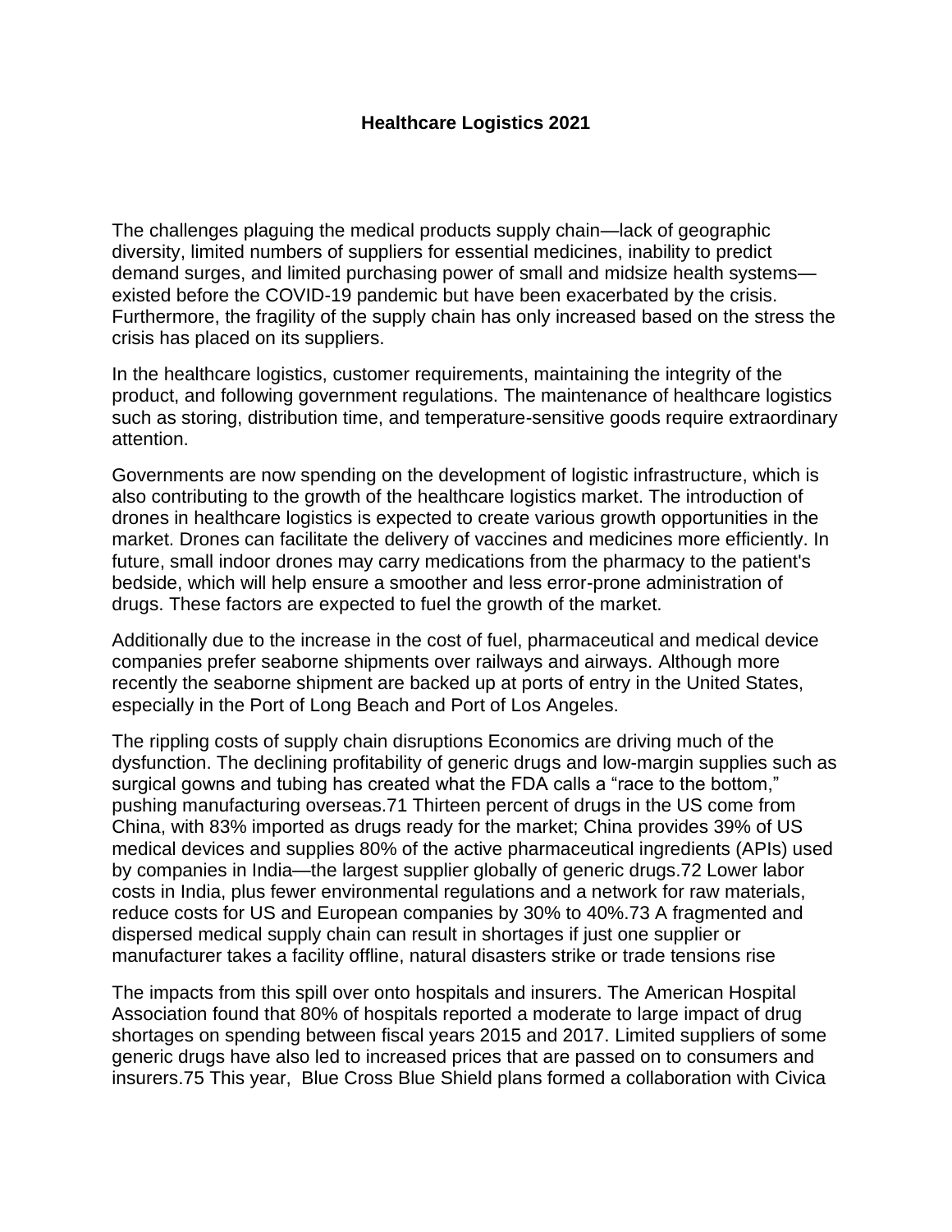# Healthcare Logistics 2021

The challenges plaguing the medical products supply chain—lack of geographic diversity, limited numbers of suppliers for essential medicines, inability to predict demand surges, and limited purchasing power of small and midsize health systems—existed before the COVID-19 pandemic but have been exacerbated by the crisis. Furthermore, the fragility of the supply chain has only increased based on the stress the crisis has placed on its suppliers.

In the healthcare logistics, customer requirements, maintaining the integrity of the product, and following government regulations. The maintenance of healthcare logistics such as storing, distribution time, and temperature-sensitive goods require extraordinary attention.

Governments are now spending on the development of logistic infrastructure, which is also contributing to the growth of the healthcare logistics market. The introduction of drones in healthcare logistics is expected to create various growth opportunities in the market. Drones can facilitate the delivery of vaccines and medicines more efficiently. In future, small indoor drones may carry medications from the pharmacy to the patient's bedside, which will help ensure a smoother and less error-prone administration of drugs. These factors are expected to fuel the growth of the market.

Additionally due to the increase in the cost of fuel, pharmaceutical and medical device companies prefer seaborne shipments over railways and airways. Although more recently the seaborne shipment are backed up at ports of entry in the United States, especially in the Port of Long Beach and Port of Los Angeles.

The rippling costs of supply chain disruptions Economics are driving much of the dysfunction. The declining profitability of generic drugs and low-margin supplies such as surgical gowns and tubing has created what the FDA calls a "race to the bottom," pushing manufacturing overseas.71 Thirteen percent of drugs in the US come from China, with 83% imported as drugs ready for the market; China provides 39% of US medical devices and supplies 80% of the active pharmaceutical ingredients (APIs) used by companies in India—the largest supplier globally of generic drugs.72 Lower labor costs in India, plus fewer environmental regulations and a network for raw materials, reduce costs for US and European companies by 30% to 40%.73 A fragmented and dispersed medical supply chain can result in shortages if just one supplier or manufacturer takes a facility offline, natural disasters strike or trade tensions rise

The impacts from this spill over onto hospitals and insurers. The American Hospital Association found that 80% of hospitals reported a moderate to large impact of drug shortages on spending between fiscal years 2015 and 2017. Limited suppliers of some generic drugs have also led to increased prices that are passed on to consumers and insurers.75 This year, Blue Cross Blue Shield plans formed a collaboration with Civica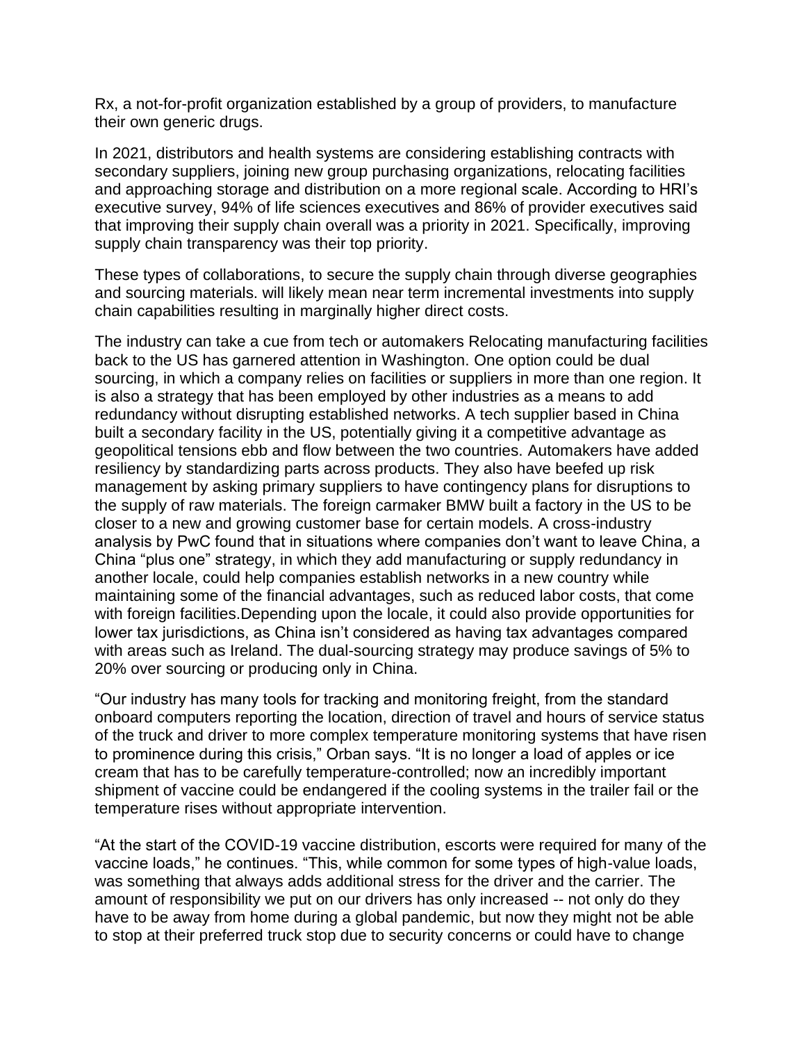Rx, a not-for-profit organization established by a group of providers, to manufacture their own generic drugs.

In 2021, distributors and health systems are considering establishing contracts with secondary suppliers, joining new group purchasing organizations, relocating facilities and approaching storage and distribution on a more regional scale. According to HRI's executive survey, 94% of life sciences executives and 86% of provider executives said that improving their supply chain overall was a priority in 2021. Specifically, improving supply chain transparency was their top priority.

These types of collaborations, to secure the supply chain through diverse geographies and sourcing materials. will likely mean near term incremental investments into supply chain capabilities resulting in marginally higher direct costs.

The industry can take a cue from tech or automakers Relocating manufacturing facilities back to the US has garnered attention in Washington. One option could be dual sourcing, in which a company relies on facilities or suppliers in more than one region. It is also a strategy that has been employed by other industries as a means to add redundancy without disrupting established networks. A tech supplier based in China built a secondary facility in the US, potentially giving it a competitive advantage as geopolitical tensions ebb and flow between the two countries. Automakers have added resiliency by standardizing parts across products. They also have beefed up risk management by asking primary suppliers to have contingency plans for disruptions to the supply of raw materials. The foreign carmaker BMW built a factory in the US to be closer to a new and growing customer base for certain models. A cross-industry analysis by PwC found that in situations where companies don't want to leave China, a China "plus one" strategy, in which they add manufacturing or supply redundancy in another locale, could help companies establish networks in a new country while maintaining some of the financial advantages, such as reduced labor costs, that come with foreign facilities.Depending upon the locale, it could also provide opportunities for lower tax jurisdictions, as China isn't considered as having tax advantages compared with areas such as Ireland. The dual-sourcing strategy may produce savings of 5% to 20% over sourcing or producing only in China.

"Our industry has many tools for tracking and monitoring freight, from the standard onboard computers reporting the location, direction of travel and hours of service status of the truck and driver to more complex temperature monitoring systems that have risen to prominence during this crisis," Orban says. "It is no longer a load of apples or ice cream that has to be carefully temperature-controlled; now an incredibly important shipment of vaccine could be endangered if the cooling systems in the trailer fail or the temperature rises without appropriate intervention.

"At the start of the COVID-19 vaccine distribution, escorts were required for many of the vaccine loads," he continues. "This, while common for some types of high-value loads, was something that always adds additional stress for the driver and the carrier. The amount of responsibility we put on our drivers has only increased -- not only do they have to be away from home during a global pandemic, but now they might not be able to stop at their preferred truck stop due to security concerns or could have to change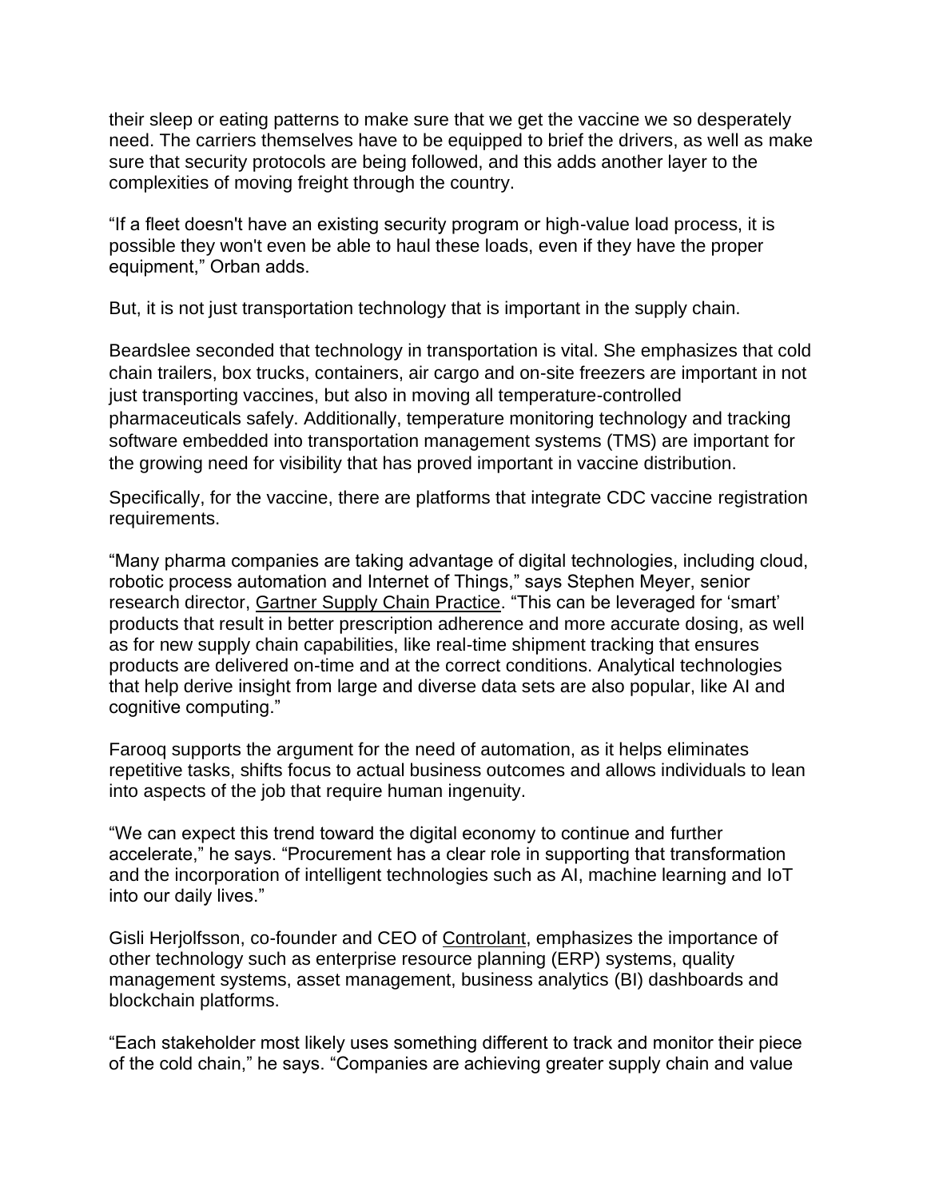their sleep or eating patterns to make sure that we get the vaccine we so desperately need. The carriers themselves have to be equipped to brief the drivers, as well as make sure that security protocols are being followed, and this adds another layer to the complexities of moving freight through the country.

“If a fleet doesn't have an existing security program or high-value load process, it is possible they won't even be able to haul these loads, even if they have the proper equipment,” Orban adds.

But, it is not just transportation technology that is important in the supply chain.

Beardslee seconded that technology in transportation is vital. She emphasizes that cold chain trailers, box trucks, containers, air cargo and on-site freezers are important in not just transporting vaccines, but also in moving all temperature-controlled pharmaceuticals safely. Additionally, temperature monitoring technology and tracking software embedded into transportation management systems (TMS) are important for the growing need for visibility that has proved important in vaccine distribution.

Specifically, for the vaccine, there are platforms that integrate CDC vaccine registration requirements.

“Many pharma companies are taking advantage of digital technologies, including cloud, robotic process automation and Internet of Things,” says Stephen Meyer, senior research director, Gartner Supply Chain Practice. “This can be leveraged for ‘smart’ products that result in better prescription adherence and more accurate dosing, as well as for new supply chain capabilities, like real-time shipment tracking that ensures products are delivered on-time and at the correct conditions. Analytical technologies that help derive insight from large and diverse data sets are also popular, like AI and cognitive computing.”

Farooq supports the argument for the need of automation, as it helps eliminates repetitive tasks, shifts focus to actual business outcomes and allows individuals to lean into aspects of the job that require human ingenuity.

“We can expect this trend toward the digital economy to continue and further accelerate,” he says. “Procurement has a clear role in supporting that transformation and the incorporation of intelligent technologies such as AI, machine learning and IoT into our daily lives.”

Gisli Herjolfsson, co-founder and CEO of Controlant, emphasizes the importance of other technology such as enterprise resource planning (ERP) systems, quality management systems, asset management, business analytics (BI) dashboards and blockchain platforms.

“Each stakeholder most likely uses something different to track and monitor their piece of the cold chain,” he says. “Companies are achieving greater supply chain and value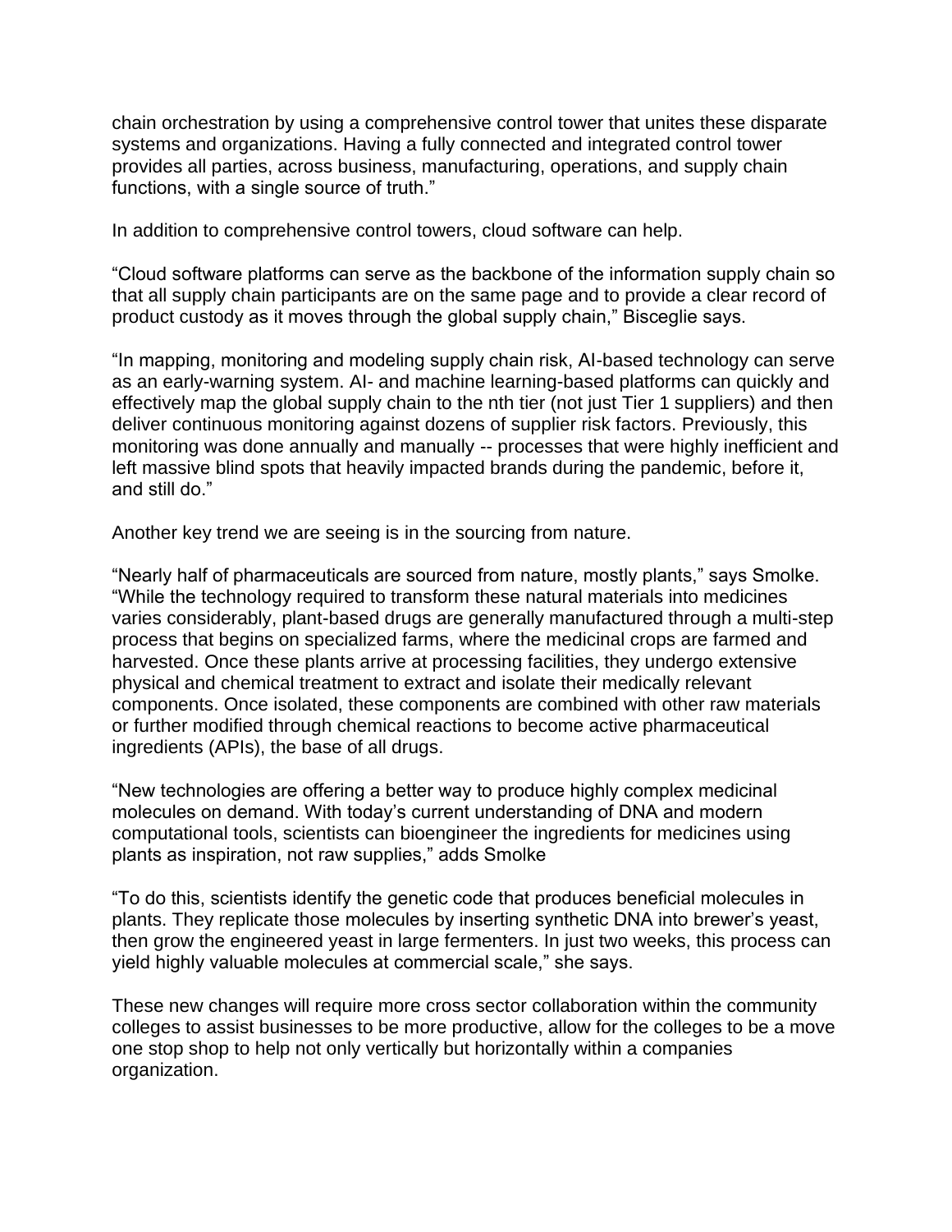chain orchestration by using a comprehensive control tower that unites these disparate systems and organizations. Having a fully connected and integrated control tower provides all parties, across business, manufacturing, operations, and supply chain functions, with a single source of truth."

In addition to comprehensive control towers, cloud software can help.

"Cloud software platforms can serve as the backbone of the information supply chain so that all supply chain participants are on the same page and to provide a clear record of product custody as it moves through the global supply chain," Bisceglie says.

"In mapping, monitoring and modeling supply chain risk, AI-based technology can serve as an early-warning system. AI- and machine learning-based platforms can quickly and effectively map the global supply chain to the nth tier (not just Tier 1 suppliers) and then deliver continuous monitoring against dozens of supplier risk factors. Previously, this monitoring was done annually and manually -- processes that were highly inefficient and left massive blind spots that heavily impacted brands during the pandemic, before it, and still do."

Another key trend we are seeing is in the sourcing from nature.

"Nearly half of pharmaceuticals are sourced from nature, mostly plants," says Smolke. "While the technology required to transform these natural materials into medicines varies considerably, plant-based drugs are generally manufactured through a multi-step process that begins on specialized farms, where the medicinal crops are farmed and harvested. Once these plants arrive at processing facilities, they undergo extensive physical and chemical treatment to extract and isolate their medically relevant components. Once isolated, these components are combined with other raw materials or further modified through chemical reactions to become active pharmaceutical ingredients (APIs), the base of all drugs.

"New technologies are offering a better way to produce highly complex medicinal molecules on demand. With today's current understanding of DNA and modern computational tools, scientists can bioengineer the ingredients for medicines using plants as inspiration, not raw supplies," adds Smolke

"To do this, scientists identify the genetic code that produces beneficial molecules in plants. They replicate those molecules by inserting synthetic DNA into brewer's yeast, then grow the engineered yeast in large fermenters. In just two weeks, this process can yield highly valuable molecules at commercial scale," she says.

These new changes will require more cross sector collaboration within the community colleges to assist businesses to be more productive, allow for the colleges to be a move one stop shop to help not only vertically but horizontally within a companies organization.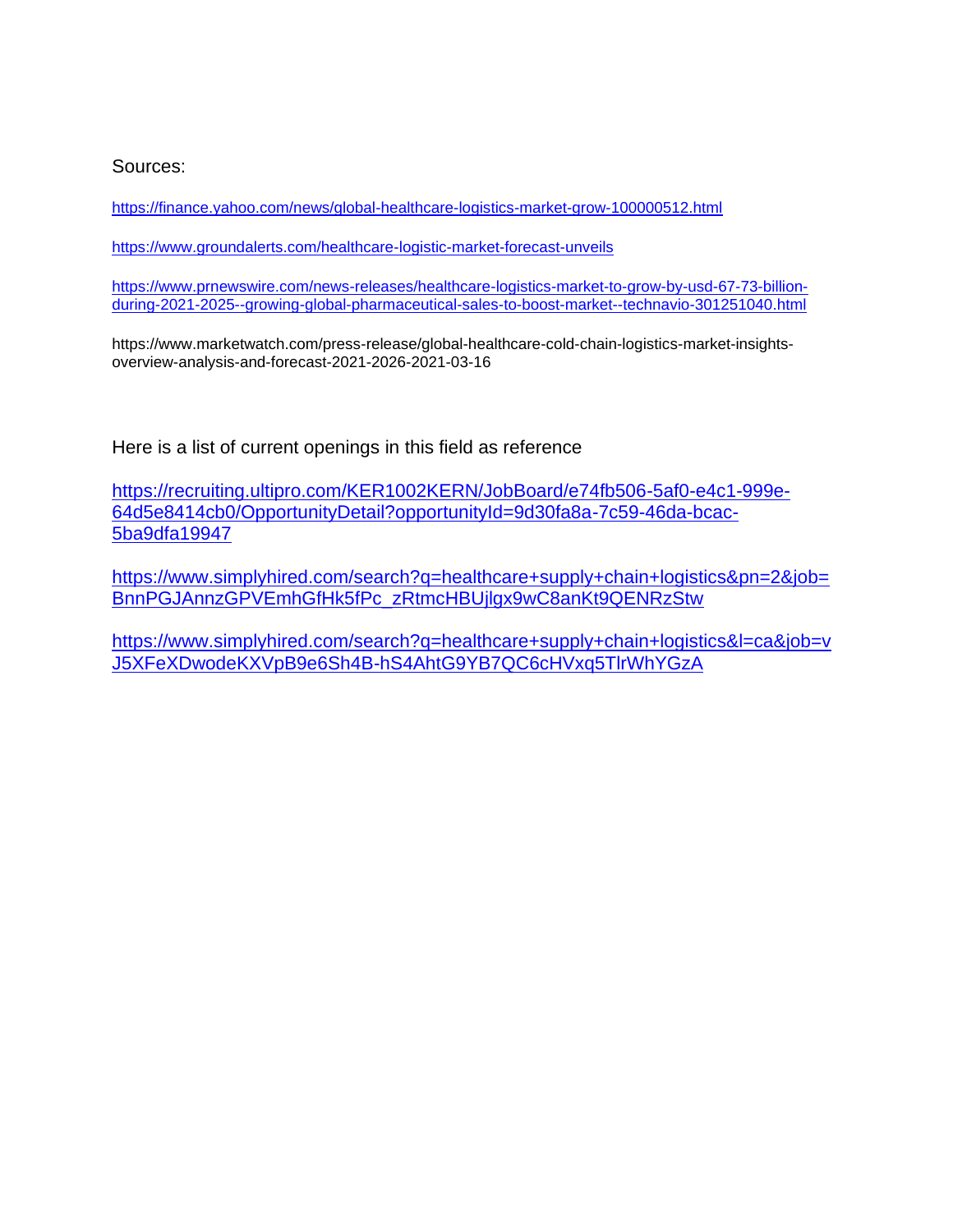Sources:

https://finance.yahoo.com/news/global-healthcare-logistics-market-grow-100000512.html

https://www.groundalerts.com/healthcare-logistic-market-forecast-unveils

https://www.prnewswire.com/news-releases/healthcare-logistics-market-to-grow-by-usd-67-73-billion-during-2021-2025--growing-global-pharmaceutical-sales-to-boost-market--technavio-301251040.html

https://www.marketwatch.com/press-release/global-healthcare-cold-chain-logistics-market-insights-overview-analysis-and-forecast-2021-2026-2021-03-16

Here is a list of current openings in this field as reference

https://recruiting.ultipro.com/KER1002KERN/JobBoard/e74fb506-5af0-e4c1-999e-64d5e8414cb0/OpportunityDetail?opportunityId=9d30fa8a-7c59-46da-bcac-5ba9dfa19947

https://www.simplyhired.com/search?q=healthcare+supply+chain+logistics&pn=2&job=BnnPGJAnnzGPVEmhGfHk5fPc_zRtmcHBUjlgx9wC8anKt9QENRzStw

https://www.simplyhired.com/search?q=healthcare+supply+chain+logistics&l=ca&job=vJ5XFeXDwodeKXVpB9e6Sh4B-hS4AhtG9YB7QC6cHVxq5TlrWhYGzA